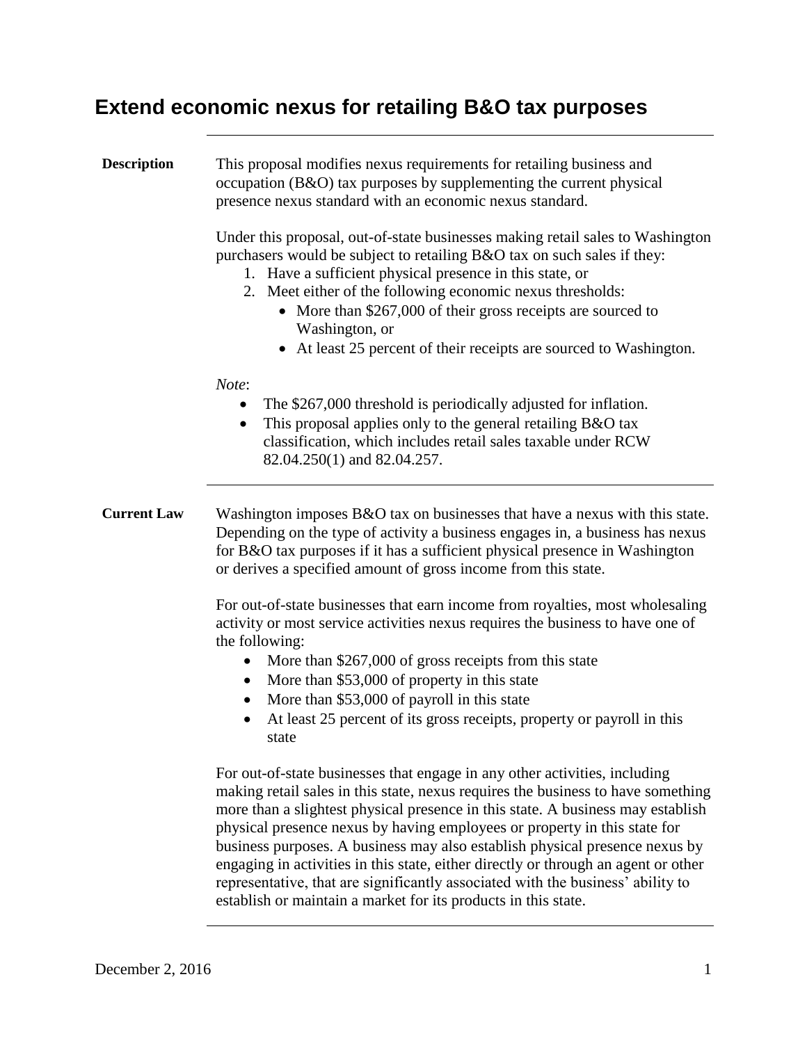# Extend economic nexus for retailing B&O tax purposes

**Description**

This proposal modifies nexus requirements for retailing business and occupation (B&O) tax purposes by supplementing the current physical presence nexus standard with an economic nexus standard.

Under this proposal, out-of-state businesses making retail sales to Washington purchasers would be subject to retailing B&O tax on such sales if they:

1. Have a sufficient physical presence in this state, or
2. Meet either of the following economic nexus thresholds:
   - More than $267,000 of their gross receipts are sourced to Washington, or
   - At least 25 percent of their receipts are sourced to Washington.

*Note*:

- The $267,000 threshold is periodically adjusted for inflation.
- This proposal applies only to the general retailing B&O tax classification, which includes retail sales taxable under RCW 82.04.250(1) and 82.04.257.

**Current Law**

Washington imposes B&O tax on businesses that have a nexus with this state. Depending on the type of activity a business engages in, a business has nexus for B&O tax purposes if it has a sufficient physical presence in Washington or derives a specified amount of gross income from this state.

For out-of-state businesses that earn income from royalties, most wholesaling activity or most service activities nexus requires the business to have one of the following:

- More than $267,000 of gross receipts from this state
- More than $53,000 of property in this state
- More than $53,000 of payroll in this state
- At least 25 percent of its gross receipts, property or payroll in this state

For out-of-state businesses that engage in any other activities, including making retail sales in this state, nexus requires the business to have something more than a slightest physical presence in this state. A business may establish physical presence nexus by having employees or property in this state for business purposes. A business may also establish physical presence nexus by engaging in activities in this state, either directly or through an agent or other representative, that are significantly associated with the business' ability to establish or maintain a market for its products in this state.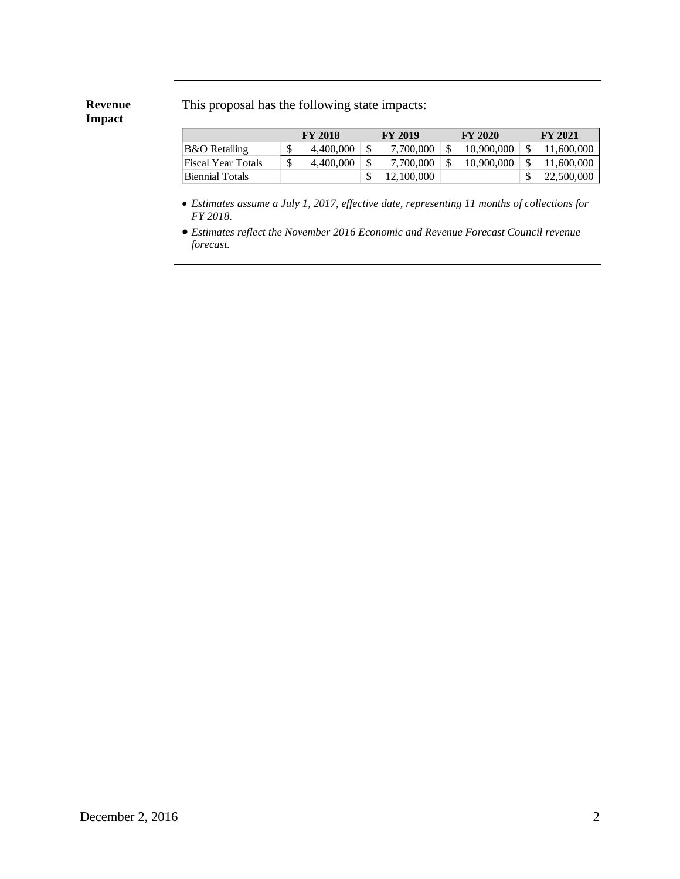**Revenue Impact**

This proposal has the following state impacts:

| | FY 2018 | FY 2019 | FY 2020 | FY 2021 |
|---|---|---|---|---|
| B&O Retailing | $ 4,400,000 | $ 7,700,000 | $ 10,900,000 | $ 11,600,000 |
| Fiscal Year Totals | $ 4,400,000 | $ 7,700,000 | $ 10,900,000 | $ 11,600,000 |
| Biennial Totals | | $ 12,100,000 | | $ 22,500,000 |

- *Estimates assume a July 1, 2017, effective date, representing 11 months of collections for FY 2018.*
- *Estimates reflect the November 2016 Economic and Revenue Forecast Council revenue forecast.*